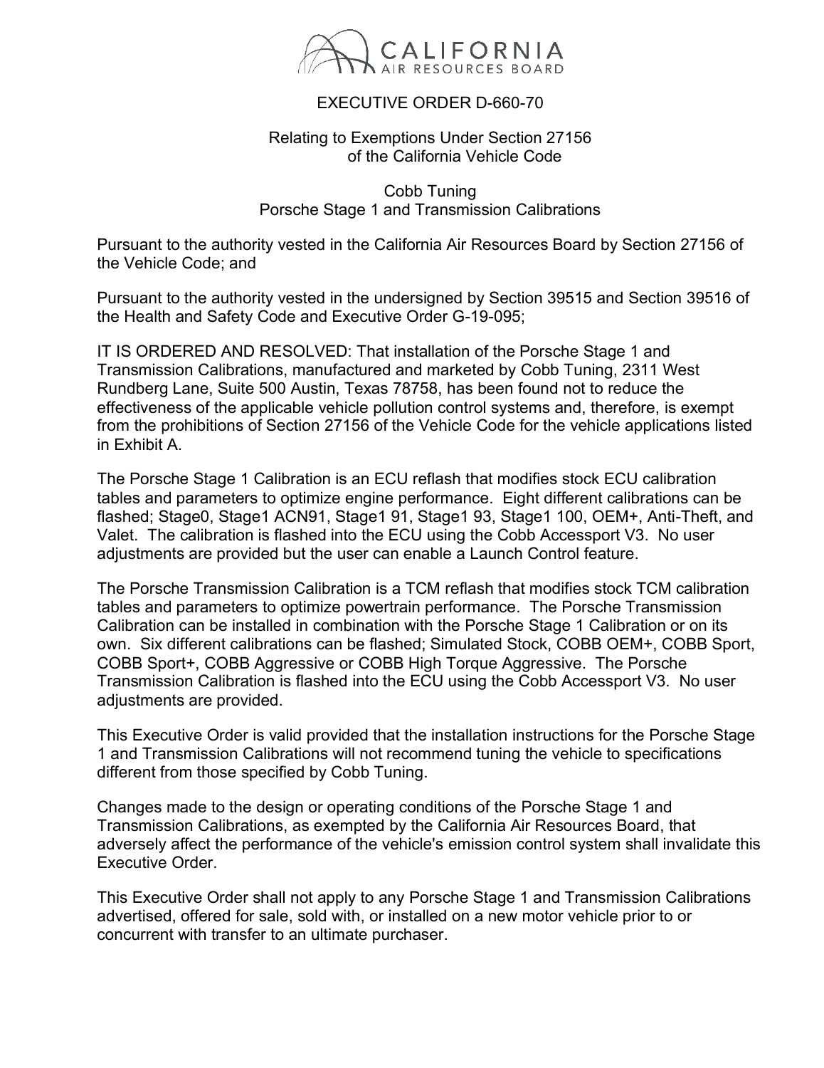CALIFORNIA AIR RESOURCES BOARD

# EXECUTIVE ORDER D-660-70

Relating to Exemptions Under Section 27156 of the California Vehicle Code

Cobb Tuning
Porsche Stage 1 and Transmission Calibrations

Pursuant to the authority vested in the California Air Resources Board by Section 27156 of the Vehicle Code; and

Pursuant to the authority vested in the undersigned by Section 39515 and Section 39516 of the Health and Safety Code and Executive Order G-19-095;

IT IS ORDERED AND RESOLVED: That installation of the Porsche Stage 1 and Transmission Calibrations, manufactured and marketed by Cobb Tuning, 2311 West Rundberg Lane, Suite 500 Austin, Texas 78758, has been found not to reduce the effectiveness of the applicable vehicle pollution control systems and, therefore, is exempt from the prohibitions of Section 27156 of the Vehicle Code for the vehicle applications listed in Exhibit A.

The Porsche Stage 1 Calibration is an ECU reflash that modifies stock ECU calibration tables and parameters to optimize engine performance. Eight different calibrations can be flashed; Stage0, Stage1 ACN91, Stage1 91, Stage1 93, Stage1 100, OEM+, Anti-Theft, and Valet. The calibration is flashed into the ECU using the Cobb Accessport V3. No user adjustments are provided but the user can enable a Launch Control feature.

The Porsche Transmission Calibration is a TCM reflash that modifies stock TCM calibration tables and parameters to optimize powertrain performance. The Porsche Transmission Calibration can be installed in combination with the Porsche Stage 1 Calibration or on its own. Six different calibrations can be flashed; Simulated Stock, COBB OEM+, COBB Sport, COBB Sport+, COBB Aggressive or COBB High Torque Aggressive. The Porsche Transmission Calibration is flashed into the ECU using the Cobb Accessport V3. No user adjustments are provided.

This Executive Order is valid provided that the installation instructions for the Porsche Stage 1 and Transmission Calibrations will not recommend tuning the vehicle to specifications different from those specified by Cobb Tuning.

Changes made to the design or operating conditions of the Porsche Stage 1 and Transmission Calibrations, as exempted by the California Air Resources Board, that adversely affect the performance of the vehicle's emission control system shall invalidate this Executive Order.

This Executive Order shall not apply to any Porsche Stage 1 and Transmission Calibrations advertised, offered for sale, sold with, or installed on a new motor vehicle prior to or concurrent with transfer to an ultimate purchaser.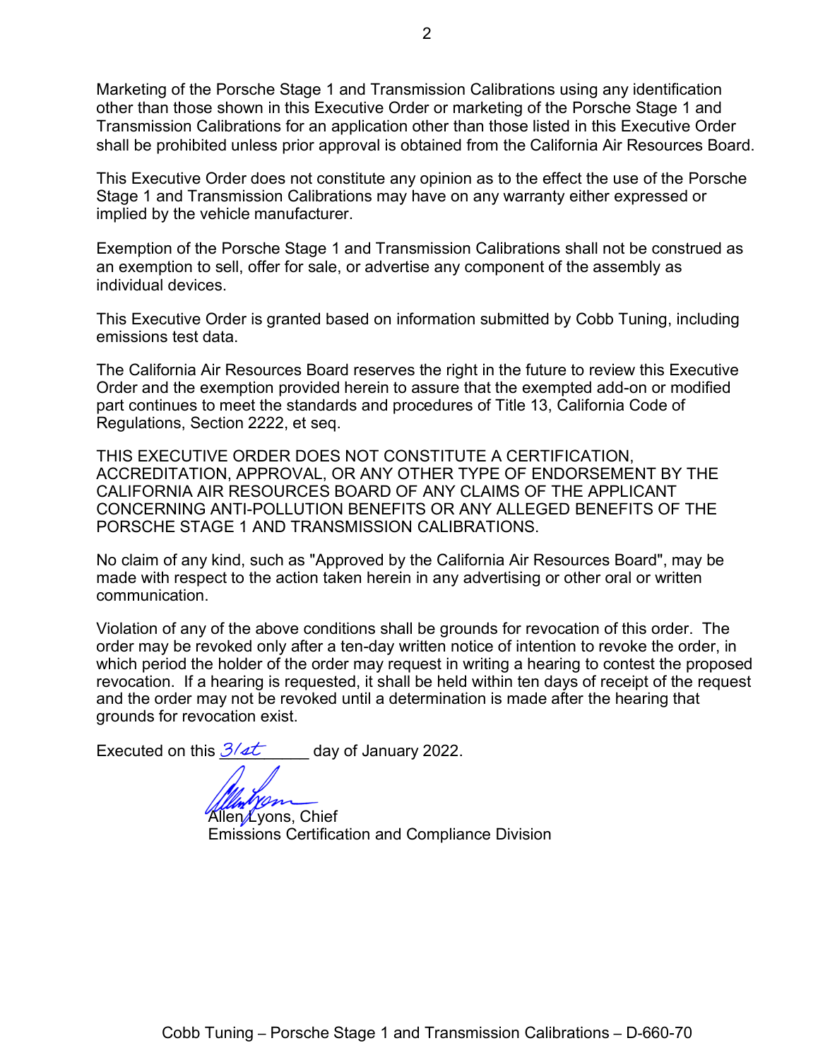Marketing of the Porsche Stage 1 and Transmission Calibrations using any identification other than those shown in this Executive Order or marketing of the Porsche Stage 1 and Transmission Calibrations for an application other than those listed in this Executive Order shall be prohibited unless prior approval is obtained from the California Air Resources Board.

This Executive Order does not constitute any opinion as to the effect the use of the Porsche Stage 1 and Transmission Calibrations may have on any warranty either expressed or implied by the vehicle manufacturer.

Exemption of the Porsche Stage 1 and Transmission Calibrations shall not be construed as an exemption to sell, offer for sale, or advertise any component of the assembly as individual devices.

This Executive Order is granted based on information submitted by Cobb Tuning, including emissions test data.

The California Air Resources Board reserves the right in the future to review this Executive Order and the exemption provided herein to assure that the exempted add-on or modified part continues to meet the standards and procedures of Title 13, California Code of Regulations, Section 2222, et seq.

THIS EXECUTIVE ORDER DOES NOT CONSTITUTE A CERTIFICATION, ACCREDITATION, APPROVAL, OR ANY OTHER TYPE OF ENDORSEMENT BY THE CALIFORNIA AIR RESOURCES BOARD OF ANY CLAIMS OF THE APPLICANT CONCERNING ANTI-POLLUTION BENEFITS OR ANY ALLEGED BENEFITS OF THE PORSCHE STAGE 1 AND TRANSMISSION CALIBRATIONS.

No claim of any kind, such as "Approved by the California Air Resources Board", may be made with respect to the action taken herein in any advertising or other oral or written communication.

Violation of any of the above conditions shall be grounds for revocation of this order. The order may be revoked only after a ten-day written notice of intention to revoke the order, in which period the holder of the order may request in writing a hearing to contest the proposed revocation. If a hearing is requested, it shall be held within ten days of receipt of the request and the order may not be revoked until a determination is made after the hearing that grounds for revocation exist.

Executed on this 31st day of January 2022.

Allen Lyons, Chief
Emissions Certification and Compliance Division

Cobb Tuning – Porsche Stage 1 and Transmission Calibrations – D-660-70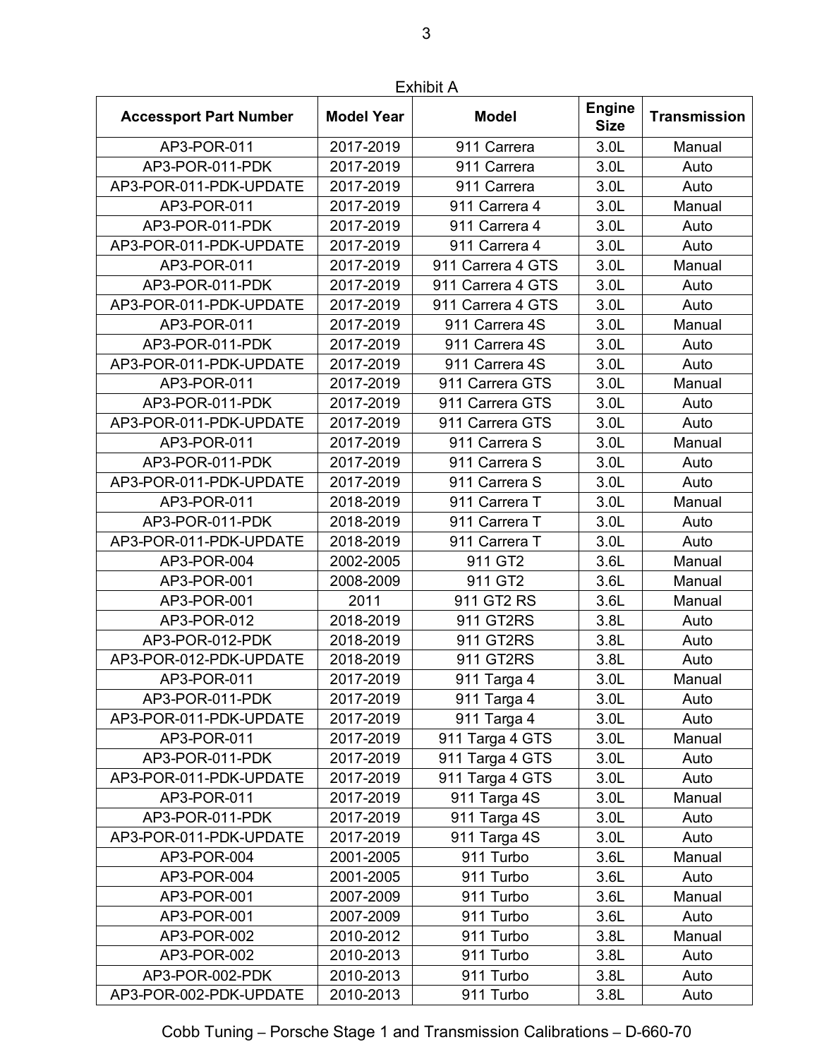Exhibit A

| Accessport Part Number | Model Year | Model | Engine Size | Transmission |
|---|---|---|---|---|
| AP3-POR-011 | 2017-2019 | 911 Carrera | 3.0L | Manual |
| AP3-POR-011-PDK | 2017-2019 | 911 Carrera | 3.0L | Auto |
| AP3-POR-011-PDK-UPDATE | 2017-2019 | 911 Carrera | 3.0L | Auto |
| AP3-POR-011 | 2017-2019 | 911 Carrera 4 | 3.0L | Manual |
| AP3-POR-011-PDK | 2017-2019 | 911 Carrera 4 | 3.0L | Auto |
| AP3-POR-011-PDK-UPDATE | 2017-2019 | 911 Carrera 4 | 3.0L | Auto |
| AP3-POR-011 | 2017-2019 | 911 Carrera 4 GTS | 3.0L | Manual |
| AP3-POR-011-PDK | 2017-2019 | 911 Carrera 4 GTS | 3.0L | Auto |
| AP3-POR-011-PDK-UPDATE | 2017-2019 | 911 Carrera 4 GTS | 3.0L | Auto |
| AP3-POR-011 | 2017-2019 | 911 Carrera 4S | 3.0L | Manual |
| AP3-POR-011-PDK | 2017-2019 | 911 Carrera 4S | 3.0L | Auto |
| AP3-POR-011-PDK-UPDATE | 2017-2019 | 911 Carrera 4S | 3.0L | Auto |
| AP3-POR-011 | 2017-2019 | 911 Carrera GTS | 3.0L | Manual |
| AP3-POR-011-PDK | 2017-2019 | 911 Carrera GTS | 3.0L | Auto |
| AP3-POR-011-PDK-UPDATE | 2017-2019 | 911 Carrera GTS | 3.0L | Auto |
| AP3-POR-011 | 2017-2019 | 911 Carrera S | 3.0L | Manual |
| AP3-POR-011-PDK | 2017-2019 | 911 Carrera S | 3.0L | Auto |
| AP3-POR-011-PDK-UPDATE | 2017-2019 | 911 Carrera S | 3.0L | Auto |
| AP3-POR-011 | 2018-2019 | 911 Carrera T | 3.0L | Manual |
| AP3-POR-011-PDK | 2018-2019 | 911 Carrera T | 3.0L | Auto |
| AP3-POR-011-PDK-UPDATE | 2018-2019 | 911 Carrera T | 3.0L | Auto |
| AP3-POR-004 | 2002-2005 | 911 GT2 | 3.6L | Manual |
| AP3-POR-001 | 2008-2009 | 911 GT2 | 3.6L | Manual |
| AP3-POR-001 | 2011 | 911 GT2 RS | 3.6L | Manual |
| AP3-POR-012 | 2018-2019 | 911 GT2RS | 3.8L | Auto |
| AP3-POR-012-PDK | 2018-2019 | 911 GT2RS | 3.8L | Auto |
| AP3-POR-012-PDK-UPDATE | 2018-2019 | 911 GT2RS | 3.8L | Auto |
| AP3-POR-011 | 2017-2019 | 911 Targa 4 | 3.0L | Manual |
| AP3-POR-011-PDK | 2017-2019 | 911 Targa 4 | 3.0L | Auto |
| AP3-POR-011-PDK-UPDATE | 2017-2019 | 911 Targa 4 | 3.0L | Auto |
| AP3-POR-011 | 2017-2019 | 911 Targa 4 GTS | 3.0L | Manual |
| AP3-POR-011-PDK | 2017-2019 | 911 Targa 4 GTS | 3.0L | Auto |
| AP3-POR-011-PDK-UPDATE | 2017-2019 | 911 Targa 4 GTS | 3.0L | Auto |
| AP3-POR-011 | 2017-2019 | 911 Targa 4S | 3.0L | Manual |
| AP3-POR-011-PDK | 2017-2019 | 911 Targa 4S | 3.0L | Auto |
| AP3-POR-011-PDK-UPDATE | 2017-2019 | 911 Targa 4S | 3.0L | Auto |
| AP3-POR-004 | 2001-2005 | 911 Turbo | 3.6L | Manual |
| AP3-POR-004 | 2001-2005 | 911 Turbo | 3.6L | Auto |
| AP3-POR-001 | 2007-2009 | 911 Turbo | 3.6L | Manual |
| AP3-POR-001 | 2007-2009 | 911 Turbo | 3.6L | Auto |
| AP3-POR-002 | 2010-2012 | 911 Turbo | 3.8L | Manual |
| AP3-POR-002 | 2010-2013 | 911 Turbo | 3.8L | Auto |
| AP3-POR-002-PDK | 2010-2013 | 911 Turbo | 3.8L | Auto |
| AP3-POR-002-PDK-UPDATE | 2010-2013 | 911 Turbo | 3.8L | Auto |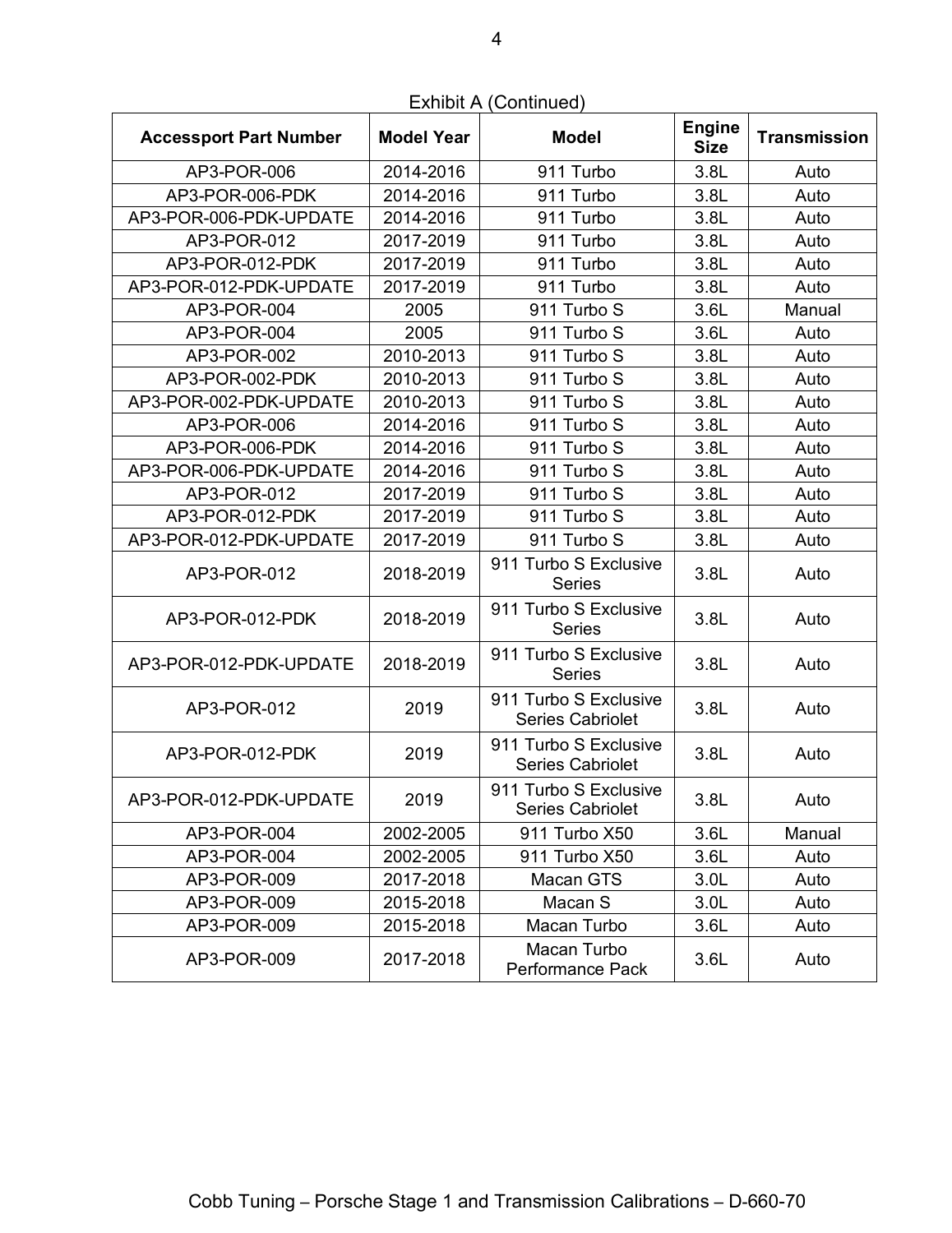Exhibit A (Continued)

| Accessport Part Number | Model Year | Model | Engine Size | Transmission |
|---|---|---|---|---|
| AP3-POR-006 | 2014-2016 | 911 Turbo | 3.8L | Auto |
| AP3-POR-006-PDK | 2014-2016 | 911 Turbo | 3.8L | Auto |
| AP3-POR-006-PDK-UPDATE | 2014-2016 | 911 Turbo | 3.8L | Auto |
| AP3-POR-012 | 2017-2019 | 911 Turbo | 3.8L | Auto |
| AP3-POR-012-PDK | 2017-2019 | 911 Turbo | 3.8L | Auto |
| AP3-POR-012-PDK-UPDATE | 2017-2019 | 911 Turbo | 3.8L | Auto |
| AP3-POR-004 | 2005 | 911 Turbo S | 3.6L | Manual |
| AP3-POR-004 | 2005 | 911 Turbo S | 3.6L | Auto |
| AP3-POR-002 | 2010-2013 | 911 Turbo S | 3.8L | Auto |
| AP3-POR-002-PDK | 2010-2013 | 911 Turbo S | 3.8L | Auto |
| AP3-POR-002-PDK-UPDATE | 2010-2013 | 911 Turbo S | 3.8L | Auto |
| AP3-POR-006 | 2014-2016 | 911 Turbo S | 3.8L | Auto |
| AP3-POR-006-PDK | 2014-2016 | 911 Turbo S | 3.8L | Auto |
| AP3-POR-006-PDK-UPDATE | 2014-2016 | 911 Turbo S | 3.8L | Auto |
| AP3-POR-012 | 2017-2019 | 911 Turbo S | 3.8L | Auto |
| AP3-POR-012-PDK | 2017-2019 | 911 Turbo S | 3.8L | Auto |
| AP3-POR-012-PDK-UPDATE | 2017-2019 | 911 Turbo S | 3.8L | Auto |
| AP3-POR-012 | 2018-2019 | 911 Turbo S Exclusive Series | 3.8L | Auto |
| AP3-POR-012-PDK | 2018-2019 | 911 Turbo S Exclusive Series | 3.8L | Auto |
| AP3-POR-012-PDK-UPDATE | 2018-2019 | 911 Turbo S Exclusive Series | 3.8L | Auto |
| AP3-POR-012 | 2019 | 911 Turbo S Exclusive Series Cabriolet | 3.8L | Auto |
| AP3-POR-012-PDK | 2019 | 911 Turbo S Exclusive Series Cabriolet | 3.8L | Auto |
| AP3-POR-012-PDK-UPDATE | 2019 | 911 Turbo S Exclusive Series Cabriolet | 3.8L | Auto |
| AP3-POR-004 | 2002-2005 | 911 Turbo X50 | 3.6L | Manual |
| AP3-POR-004 | 2002-2005 | 911 Turbo X50 | 3.6L | Auto |
| AP3-POR-009 | 2017-2018 | Macan GTS | 3.0L | Auto |
| AP3-POR-009 | 2015-2018 | Macan S | 3.0L | Auto |
| AP3-POR-009 | 2015-2018 | Macan Turbo | 3.6L | Auto |
| AP3-POR-009 | 2017-2018 | Macan Turbo Performance Pack | 3.6L | Auto |

Cobb Tuning – Porsche Stage 1 and Transmission Calibrations – D-660-70